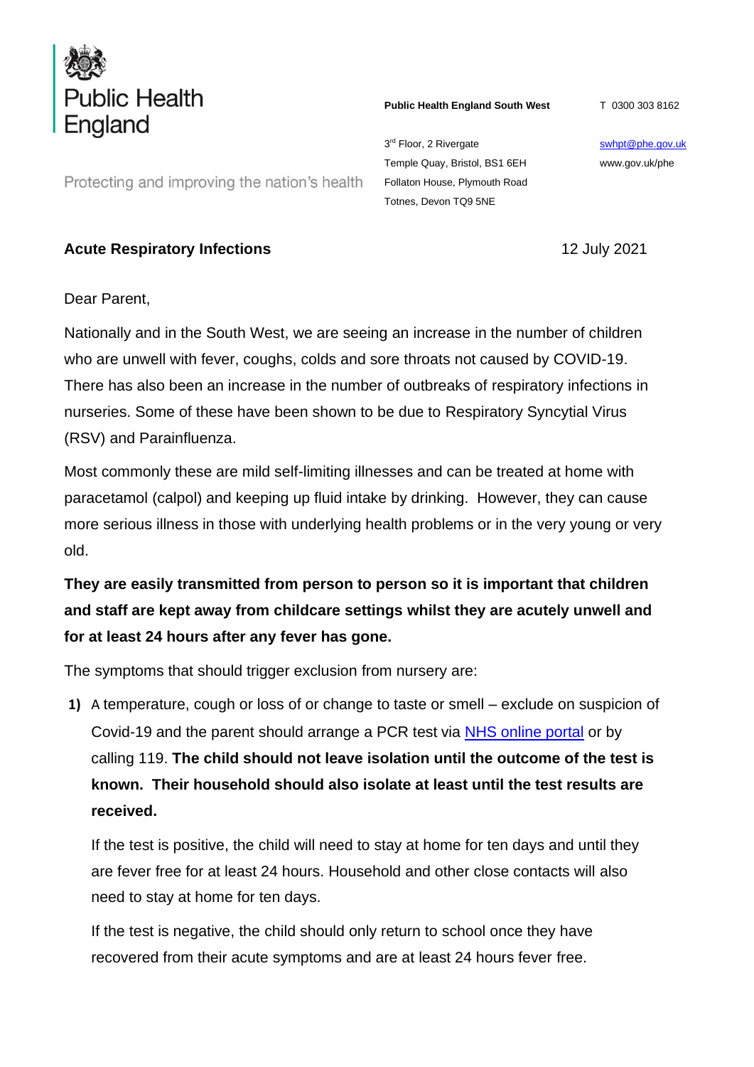Public Health England

Protecting and improving the nation's health

**Public Health England South West**

3rd Floor, 2 Rivergate
Temple Quay, Bristol, BS1 6EH
Follaton House, Plymouth Road
Totnes, Devon TQ9 5NE

T 0300 303 8162

swhpt@phe.gov.uk
www.gov.uk/phe

**Acute Respiratory Infections** 12 July 2021

Dear Parent,

Nationally and in the South West, we are seeing an increase in the number of children who are unwell with fever, coughs, colds and sore throats not caused by COVID-19. There has also been an increase in the number of outbreaks of respiratory infections in nurseries. Some of these have been shown to be due to Respiratory Syncytial Virus (RSV) and Parainfluenza.

Most commonly these are mild self-limiting illnesses and can be treated at home with paracetamol (calpol) and keeping up fluid intake by drinking. However, they can cause more serious illness in those with underlying health problems or in the very young or very old.

**They are easily transmitted from person to person so it is important that children and staff are kept away from childcare settings whilst they are acutely unwell and for at least 24 hours after any fever has gone.**

The symptoms that should trigger exclusion from nursery are:

1) A temperature, cough or loss of or change to taste or smell – exclude on suspicion of Covid-19 and the parent should arrange a PCR test via NHS online portal or by calling 119. **The child should not leave isolation until the outcome of the test is known. Their household should also isolate at least until the test results are received.**

   If the test is positive, the child will need to stay at home for ten days and until they are fever free for at least 24 hours. Household and other close contacts will also need to stay at home for ten days.

   If the test is negative, the child should only return to school once they have recovered from their acute symptoms and are at least 24 hours fever free.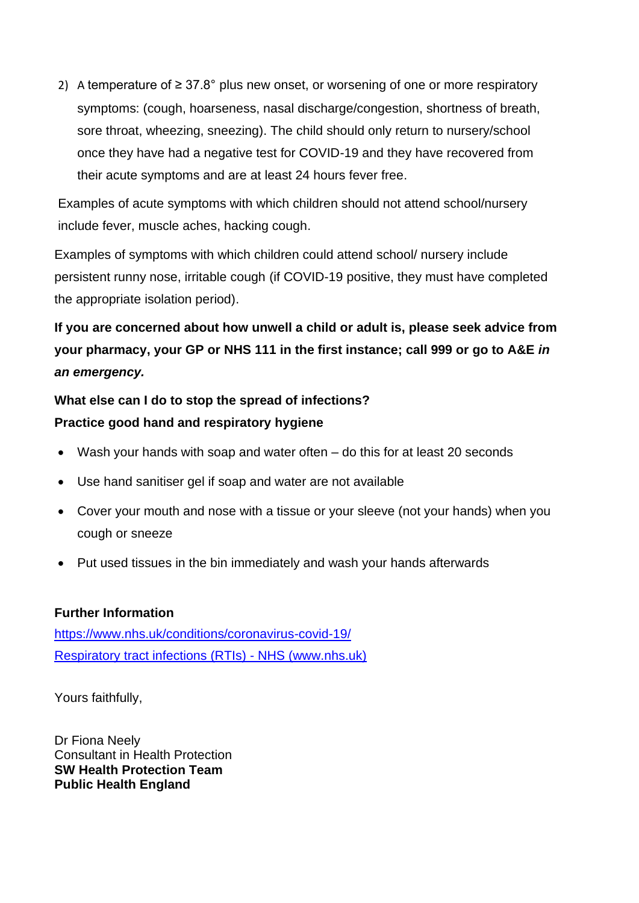2) A temperature of ≥ 37.8° plus new onset, or worsening of one or more respiratory symptoms: (cough, hoarseness, nasal discharge/congestion, shortness of breath, sore throat, wheezing, sneezing). The child should only return to nursery/school once they have had a negative test for COVID-19 and they have recovered from their acute symptoms and are at least 24 hours fever free.

Examples of acute symptoms with which children should not attend school/nursery include fever, muscle aches, hacking cough.

Examples of symptoms with which children could attend school/ nursery include persistent runny nose, irritable cough (if COVID-19 positive, they must have completed the appropriate isolation period).

**If you are concerned about how unwell a child or adult is, please seek advice from your pharmacy, your GP or NHS 111 in the first instance; call 999 or go to A&E *in an emergency.***

**What else can I do to stop the spread of infections?**

**Practice good hand and respiratory hygiene**

- Wash your hands with soap and water often – do this for at least 20 seconds
- Use hand sanitiser gel if soap and water are not available
- Cover your mouth and nose with a tissue or your sleeve (not your hands) when you cough or sneeze
- Put used tissues in the bin immediately and wash your hands afterwards

**Further Information**

[https://www.nhs.uk/conditions/coronavirus-covid-19/](https://www.nhs.uk/conditions/coronavirus-covid-19/)
Respiratory tract infections (RTIs) - NHS (www.nhs.uk)

Yours faithfully,

Dr Fiona Neely
Consultant in Health Protection
**SW Health Protection Team**
**Public Health England**